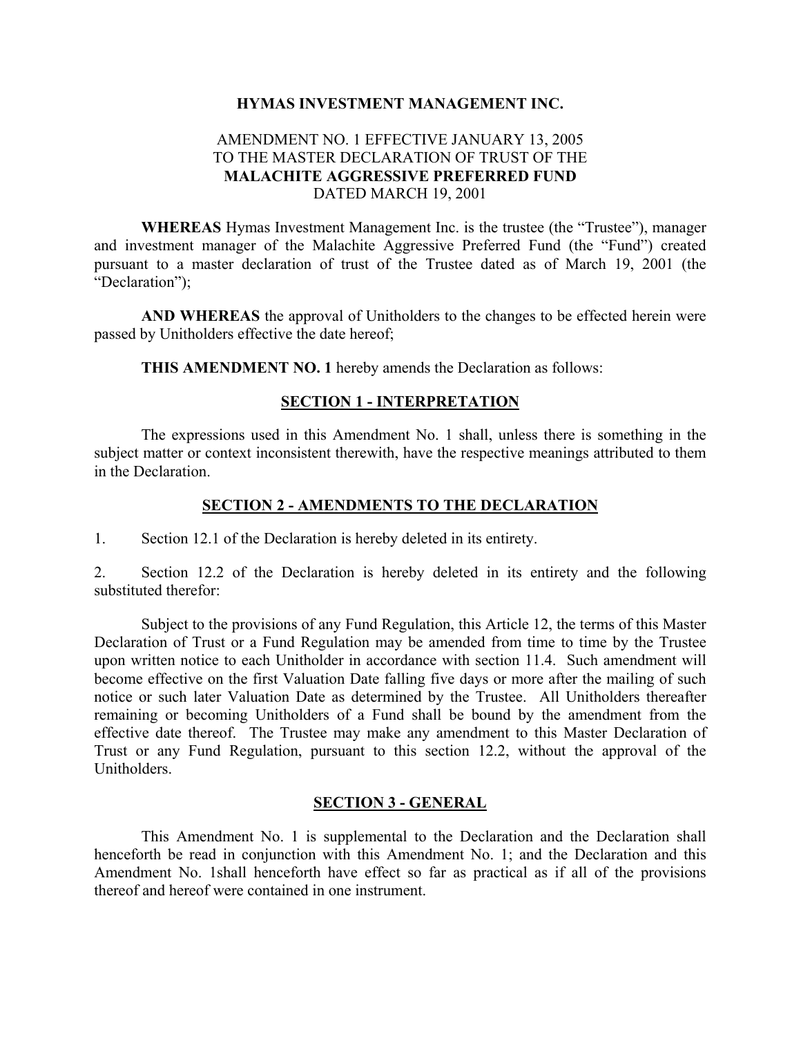**HYMAS INVESTMENT MANAGEMENT INC.**

AMENDMENT NO. 1 EFFECTIVE JANUARY 13, 2005
TO THE MASTER DECLARATION OF TRUST OF THE
**MALACHITE AGGRESSIVE PREFERRED FUND**
DATED MARCH 19, 2001

**WHEREAS** Hymas Investment Management Inc. is the trustee (the "Trustee"), manager and investment manager of the Malachite Aggressive Preferred Fund (the "Fund") created pursuant to a master declaration of trust of the Trustee dated as of March 19, 2001 (the "Declaration");

**AND WHEREAS** the approval of Unitholders to the changes to be effected herein were passed by Unitholders effective the date hereof;

**THIS AMENDMENT NO. 1** hereby amends the Declaration as follows:

## SECTION 1 - INTERPRETATION

The expressions used in this Amendment No. 1 shall, unless there is something in the subject matter or context inconsistent therewith, have the respective meanings attributed to them in the Declaration.

## SECTION 2 - AMENDMENTS TO THE DECLARATION

1. Section 12.1 of the Declaration is hereby deleted in its entirety.

2. Section 12.2 of the Declaration is hereby deleted in its entirety and the following substituted therefor:

Subject to the provisions of any Fund Regulation, this Article 12, the terms of this Master Declaration of Trust or a Fund Regulation may be amended from time to time by the Trustee upon written notice to each Unitholder in accordance with section 11.4. Such amendment will become effective on the first Valuation Date falling five days or more after the mailing of such notice or such later Valuation Date as determined by the Trustee. All Unitholders thereafter remaining or becoming Unitholders of a Fund shall be bound by the amendment from the effective date thereof. The Trustee may make any amendment to this Master Declaration of Trust or any Fund Regulation, pursuant to this section 12.2, without the approval of the Unitholders.

## SECTION 3 - GENERAL

This Amendment No. 1 is supplemental to the Declaration and the Declaration shall henceforth be read in conjunction with this Amendment No. 1; and the Declaration and this Amendment No. 1shall henceforth have effect so far as practical as if all of the provisions thereof and hereof were contained in one instrument.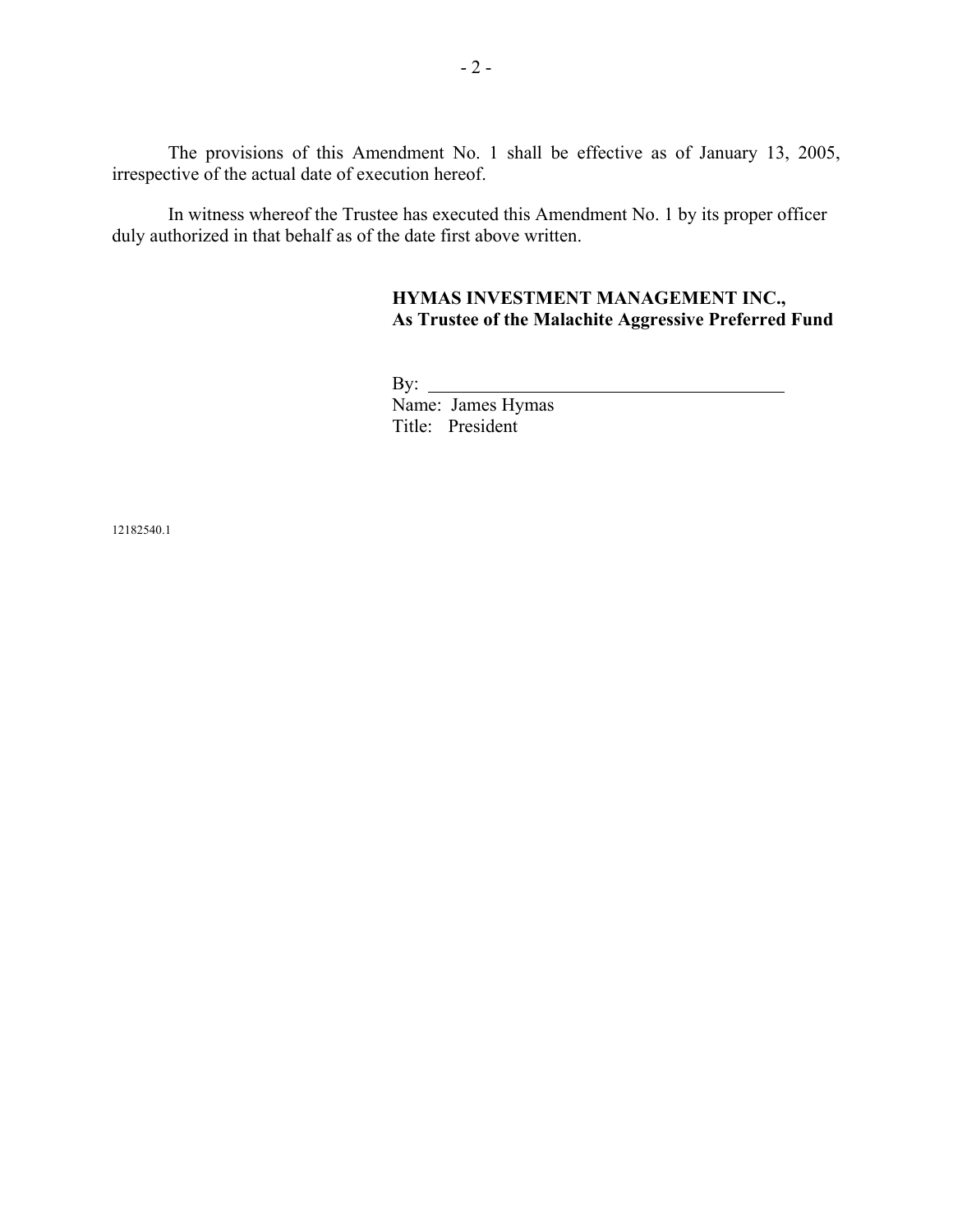The provisions of this Amendment No. 1 shall be effective as of January 13, 2005, irrespective of the actual date of execution hereof.

In witness whereof the Trustee has executed this Amendment No. 1 by its proper officer duly authorized in that behalf as of the date first above written.

**HYMAS INVESTMENT MANAGEMENT INC.,**
**As Trustee of the Malachite Aggressive Preferred Fund**

By: ________________________________________
Name: James Hymas
Title: President

12182540.1